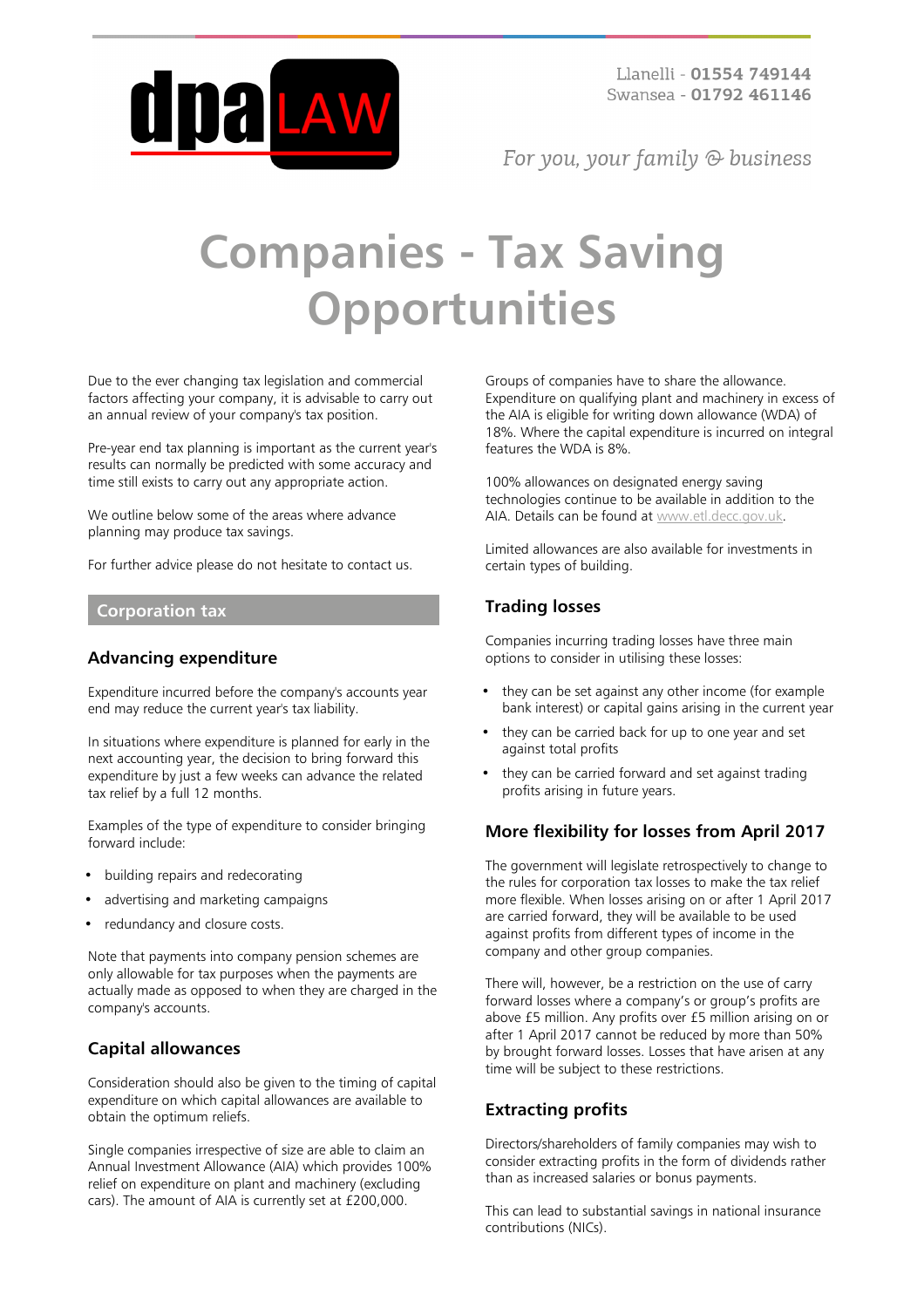# Companies - Tax Saving Opportunities

Due to the ever changing tax legislation and commercial factors affecting your company, it is advisable to carry out an annual review of your company's tax position.

Pre-year end tax planning is important as the current year's results can normally be predicted with some accuracy and time still exists to carry out any appropriate action.

We outline below some of the areas where advance planning may produce tax savings.

For further advice please do not hesitate to contact us.

## Corporation tax

### Advancing expenditure

Expenditure incurred before the company's accounts year end may reduce the current year's tax liability.

In situations where expenditure is planned for early in the next accounting year, the decision to bring forward this expenditure by just a few weeks can advance the related tax relief by a full 12 months.

Examples of the type of expenditure to consider bringing forward include:

- building repairs and redecorating
- advertising and marketing campaigns
- redundancy and closure costs.

Note that payments into company pension schemes are only allowable for tax purposes when the payments are actually made as opposed to when they are charged in the company's accounts.

### Capital allowances

Consideration should also be given to the timing of capital expenditure on which capital allowances are available to obtain the optimum reliefs.

Single companies irrespective of size are able to claim an Annual Investment Allowance (AIA) which provides 100% relief on expenditure on plant and machinery (excluding cars). The amount of AIA is currently set at £200,000.

Groups of companies have to share the allowance. Expenditure on qualifying plant and machinery in excess of the AIA is eligible for writing down allowance (WDA) of 18%. Where the capital expenditure is incurred on integral features the WDA is 8%.

100% allowances on designated energy saving technologies continue to be available in addition to the AIA. Details can be found at www.etl.decc.gov.uk.

Limited allowances are also available for investments in certain types of building.

### Trading losses

Companies incurring trading losses have three main options to consider in utilising these losses:

- they can be set against any other income (for example bank interest) or capital gains arising in the current year
- they can be carried back for up to one year and set against total profits
- they can be carried forward and set against trading profits arising in future years.

### More flexibility for losses from April 2017

The government will legislate retrospectively to change to the rules for corporation tax losses to make the tax relief more flexible. When losses arising on or after 1 April 2017 are carried forward, they will be available to be used against profits from different types of income in the company and other group companies.

There will, however, be a restriction on the use of carry forward losses where a company's or group's profits are above £5 million. Any profits over £5 million arising on or after 1 April 2017 cannot be reduced by more than 50% by brought forward losses. Losses that have arisen at any time will be subject to these restrictions.

### Extracting profits

Directors/shareholders of family companies may wish to consider extracting profits in the form of dividends rather than as increased salaries or bonus payments.

This can lead to substantial savings in national insurance contributions (NICs).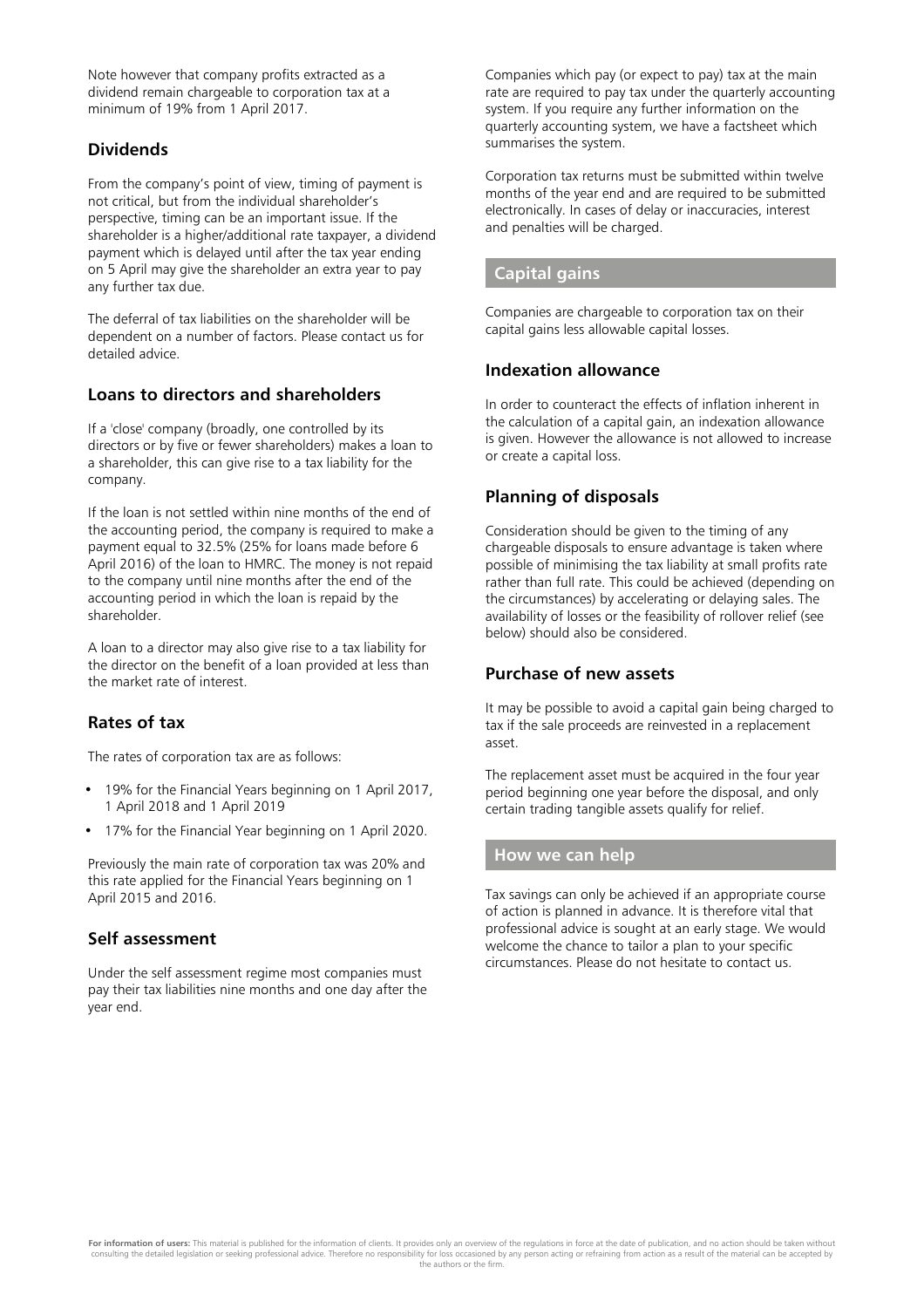Note however that company profits extracted as a dividend remain chargeable to corporation tax at a minimum of 19% from 1 April 2017.

### Dividends

From the company's point of view, timing of payment is not critical, but from the individual shareholder's perspective, timing can be an important issue. If the shareholder is a higher/additional rate taxpayer, a dividend payment which is delayed until after the tax year ending on 5 April may give the shareholder an extra year to pay any further tax due.

The deferral of tax liabilities on the shareholder will be dependent on a number of factors. Please contact us for detailed advice.

### Loans to directors and shareholders

If a 'close' company (broadly, one controlled by its directors or by five or fewer shareholders) makes a loan to a shareholder, this can give rise to a tax liability for the company.

If the loan is not settled within nine months of the end of the accounting period, the company is required to make a payment equal to 32.5% (25% for loans made before 6 April 2016) of the loan to HMRC. The money is not repaid to the company until nine months after the end of the accounting period in which the loan is repaid by the shareholder.

A loan to a director may also give rise to a tax liability for the director on the benefit of a loan provided at less than the market rate of interest.

### Rates of tax

The rates of corporation tax are as follows:

- 19% for the Financial Years beginning on 1 April 2017, 1 April 2018 and 1 April 2019
- 17% for the Financial Year beginning on 1 April 2020.

Previously the main rate of corporation tax was 20% and this rate applied for the Financial Years beginning on 1 April 2015 and 2016.

### Self assessment

Under the self assessment regime most companies must pay their tax liabilities nine months and one day after the year end.

Companies which pay (or expect to pay) tax at the main rate are required to pay tax under the quarterly accounting system. If you require any further information on the quarterly accounting system, we have a factsheet which summarises the system.

Corporation tax returns must be submitted within twelve months of the year end and are required to be submitted electronically. In cases of delay or inaccuracies, interest and penalties will be charged.

## Capital gains

Companies are chargeable to corporation tax on their capital gains less allowable capital losses.

### Indexation allowance

In order to counteract the effects of inflation inherent in the calculation of a capital gain, an indexation allowance is given. However the allowance is not allowed to increase or create a capital loss.

### Planning of disposals

Consideration should be given to the timing of any chargeable disposals to ensure advantage is taken where possible of minimising the tax liability at small profits rate rather than full rate. This could be achieved (depending on the circumstances) by accelerating or delaying sales. The availability of losses or the feasibility of rollover relief (see below) should also be considered.

### Purchase of new assets

It may be possible to avoid a capital gain being charged to tax if the sale proceeds are reinvested in a replacement asset.

The replacement asset must be acquired in the four year period beginning one year before the disposal, and only certain trading tangible assets qualify for relief.

## How we can help

Tax savings can only be achieved if an appropriate course of action is planned in advance. It is therefore vital that professional advice is sought at an early stage. We would welcome the chance to tailor a plan to your specific circumstances. Please do not hesitate to contact us.

**For information of users:** This material is published for the information of clients. It provides only an overview of the regulations in force at the date of publication, and no action should be taken without consulting the detailed legislation or seeking professional advice. Therefore no responsibility for loss occasioned by any person acting or refraining from action as a result of the material can be accepted by the authors or the firm.